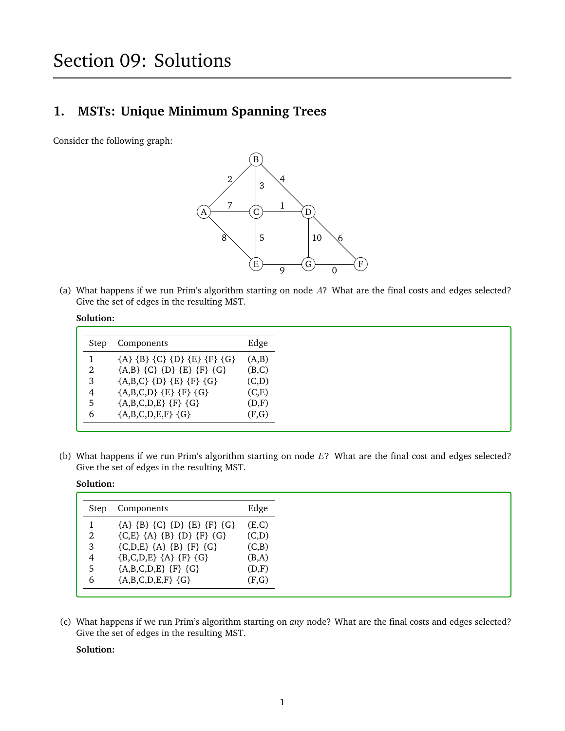// Section 09: Solutions

## 1. MSTs: Unique Minimum Spanning Trees

Consider the following graph:

(a) What happens if we run Prim's algorithm starting on node $A$? What are the final costs and edges selected? Give the set of edges in the resulting MST.

**Solution:**

| Step | Components | Edge |
|---|---|---|
| 1 | {A} {B} {C} {D} {E} {F} {G} | (A,B) |
| 2 | {A,B} {C} {D} {E} {F} {G} | (B,C) |
| 3 | {A,B,C} {D} {E} {F} {G} | (C,D) |
| 4 | {A,B,C,D} {E} {F} {G} | (C,E) |
| 5 | {A,B,C,D,E} {F} {G} | (D,F) |
| 6 | {A,B,C,D,E,F} {G} | (F,G) |

(b) What happens if we run Prim's algorithm starting on node $E$? What are the final cost and edges selected? Give the set of edges in the resulting MST.

**Solution:**

| Step | Components | Edge |
|---|---|---|
| 1 | {A} {B} {C} {D} {E} {F} {G} | (E,C) |
| 2 | {C,E} {A} {B} {D} {F} {G} | (C,D) |
| 3 | {C,D,E} {A} {B} {F} {G} | (C,B) |
| 4 | {B,C,D,E} {A} {F} {G} | (B,A) |
| 5 | {A,B,C,D,E} {F} {G} | (D,F) |
| 6 | {A,B,C,D,E,F} {G} | (F,G) |

(c) What happens if we run Prim's algorithm starting on *any* node? What are the final costs and edges selected? Give the set of edges in the resulting MST.

**Solution:**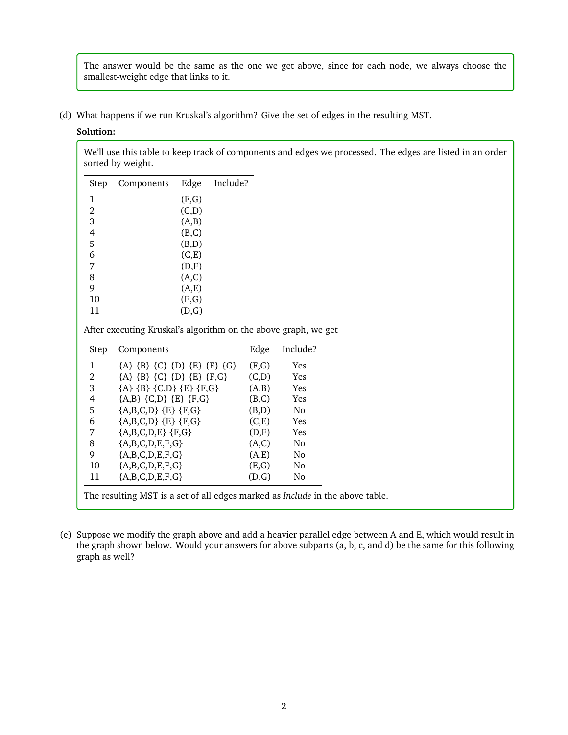The answer would be the same as the one we get above, since for each node, we always choose the smallest-weight edge that links to it.

(d) What happens if we run Kruskal's algorithm? Give the set of edges in the resulting MST.

**Solution:**

We'll use this table to keep track of components and edges we processed. The edges are listed in an order sorted by weight.

| Step | Components | Edge | Include? |
|---|---|---|---|
| 1 | | (F,G) | |
| 2 | | (C,D) | |
| 3 | | (A,B) | |
| 4 | | (B,C) | |
| 5 | | (B,D) | |
| 6 | | (C,E) | |
| 7 | | (D,F) | |
| 8 | | (A,C) | |
| 9 | | (A,E) | |
| 10 | | (E,G) | |
| 11 | | (D,G) | |

After executing Kruskal's algorithm on the above graph, we get

| Step | Components | Edge | Include? |
|---|---|---|---|
| 1 | {A} {B} {C} {D} {E} {F} {G} | (F,G) | Yes |
| 2 | {A} {B} {C} {D} {E} {F,G} | (C,D) | Yes |
| 3 | {A} {B} {C,D} {E} {F,G} | (A,B) | Yes |
| 4 | {A,B} {C,D} {E} {F,G} | (B,C) | Yes |
| 5 | {A,B,C,D} {E} {F,G} | (B,D) | No |
| 6 | {A,B,C,D} {E} {F,G} | (C,E) | Yes |
| 7 | {A,B,C,D,E} {F,G} | (D,F) | Yes |
| 8 | {A,B,C,D,E,F,G} | (A,C) | No |
| 9 | {A,B,C,D,E,F,G} | (A,E) | No |
| 10 | {A,B,C,D,E,F,G} | (E,G) | No |
| 11 | {A,B,C,D,E,F,G} | (D,G) | No |

The resulting MST is a set of all edges marked as *Include* in the above table.

(e) Suppose we modify the graph above and add a heavier parallel edge between A and E, which would result in the graph shown below. Would your answers for above subparts (a, b, c, and d) be the same for this following graph as well?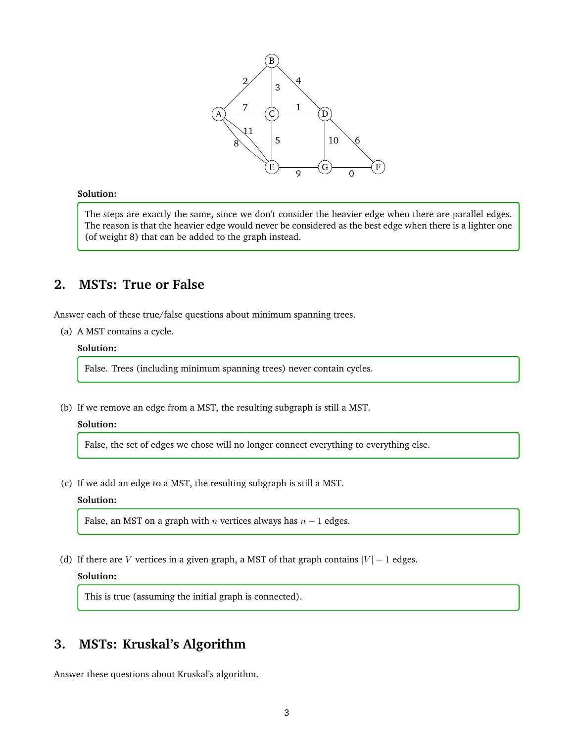**Solution:**

The steps are exactly the same, since we don't consider the heavier edge when there are parallel edges. The reason is that the heavier edge would never be considered as the best edge when there is a lighter one (of weight 8) that can be added to the graph instead.

## 2. MSTs: True or False

Answer each of these true/false questions about minimum spanning trees.

(a) A MST contains a cycle.

**Solution:**

False. Trees (including minimum spanning trees) never contain cycles.

(b) If we remove an edge from a MST, the resulting subgraph is still a MST.

**Solution:**

False, the set of edges we chose will no longer connect everything to everything else.

(c) If we add an edge to a MST, the resulting subgraph is still a MST.

**Solution:**

False, an MST on a graph with $n$ vertices always has $n - 1$ edges.

(d) If there are $V$ vertices in a given graph, a MST of that graph contains $|V| - 1$ edges.

**Solution:**

This is true (assuming the initial graph is connected).

## 3. MSTs: Kruskal's Algorithm

Answer these questions about Kruskal's algorithm.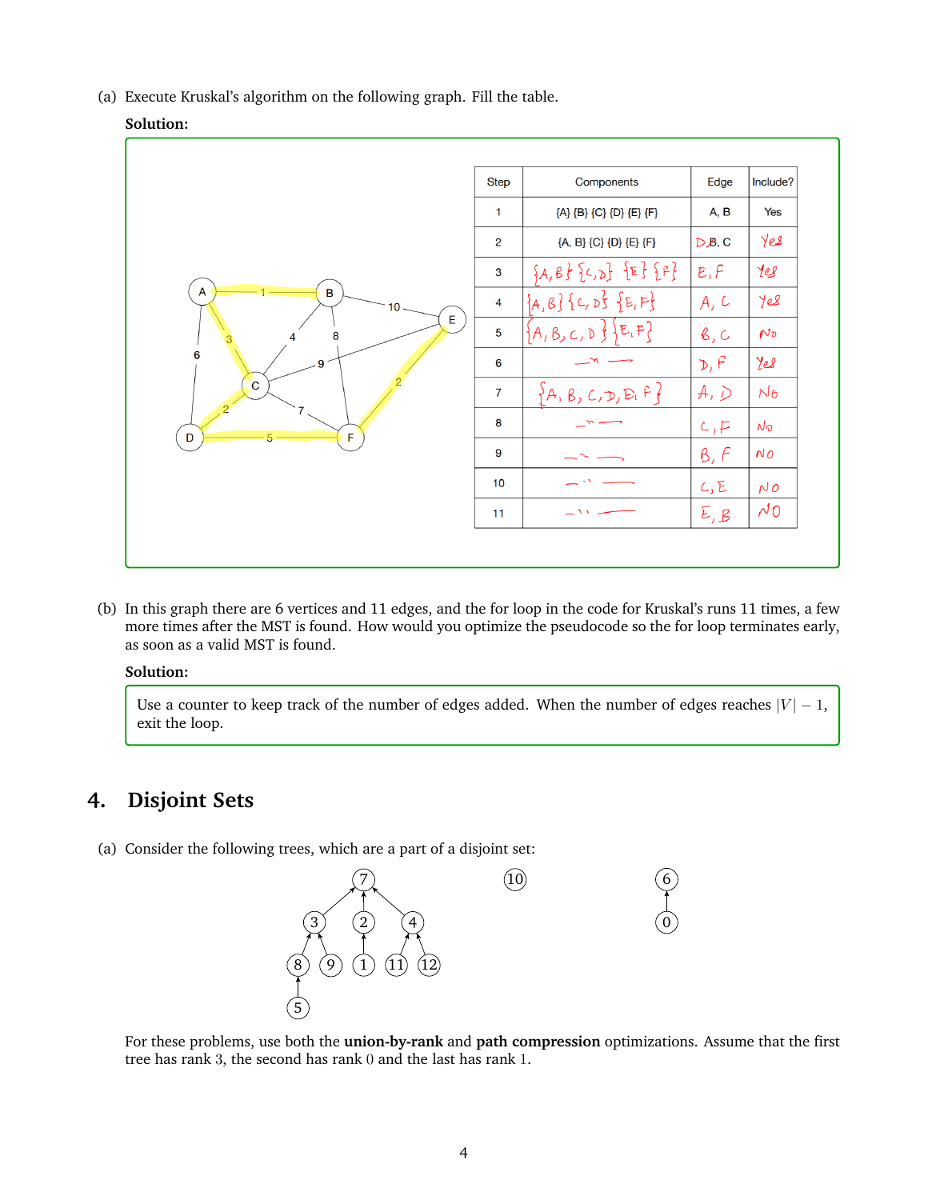(a) Execute Kruskal's algorithm on the following graph. Fill the table.

**Solution:**

| Step | Components | Edge | Include? |
|---|---|---|---|
| 1 | {A} {B} {C} {D} {E} {F} | A, B | Yes |
| 2 | {A, B} {C} {D} {E} {F} | D, C | Yes |
| 3 | {A, B} {C, D} {E} {F} | E, F | Yes |
| 4 | {A, B} {C, D} {E, F} | A, C | Yes |
| 5 | {A, B, C, D} {E, F} | B, C | No |
| 6 | —"— | D, F | Yes |
| 7 | {A, B, C, D, E, F} | A, D | No |
| 8 | —"— | C, F | No |
| 9 | —"— | B, F | No |
| 10 | —"— | C, E | No |
| 11 | —"— | E, B | No |

(b) In this graph there are 6 vertices and 11 edges, and the for loop in the code for Kruskal's runs 11 times, a few more times after the MST is found. How would you optimize the pseudocode so the for loop terminates early, as soon as a valid MST is found.

**Solution:**

Use a counter to keep track of the number of edges added. When the number of edges reaches $|V| - 1$, exit the loop.

## 4. Disjoint Sets

(a) Consider the following trees, which are a part of a disjoint set:

For these problems, use both the **union-by-rank** and **path compression** optimizations. Assume that the first tree has rank 3, the second has rank 0 and the last has rank 1.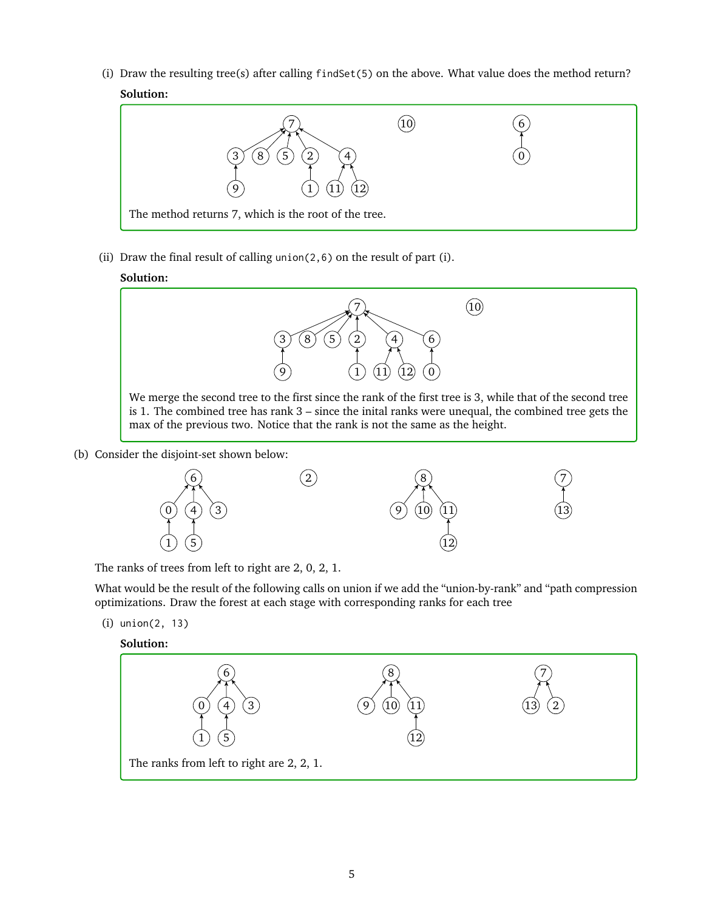(i) Draw the resulting tree(s) after calling `findSet(5)` on the above. What value does the method return?

**Solution:**

The method returns 7, which is the root of the tree.

(ii) Draw the final result of calling `union(2,6)` on the result of part (i).

**Solution:**

We merge the second tree to the first since the rank of the first tree is 3, while that of the second tree is 1. The combined tree has rank 3 – since the inital ranks were unequal, the combined tree gets the max of the previous two. Notice that the rank is not the same as the height.

(b) Consider the disjoint-set shown below:

The ranks of trees from left to right are 2, 0, 2, 1.

What would be the result of the following calls on union if we add the "union-by-rank" and "path compression optimizations. Draw the forest at each stage with corresponding ranks for each tree

(i) `union(2, 13)`

**Solution:**

The ranks from left to right are 2, 2, 1.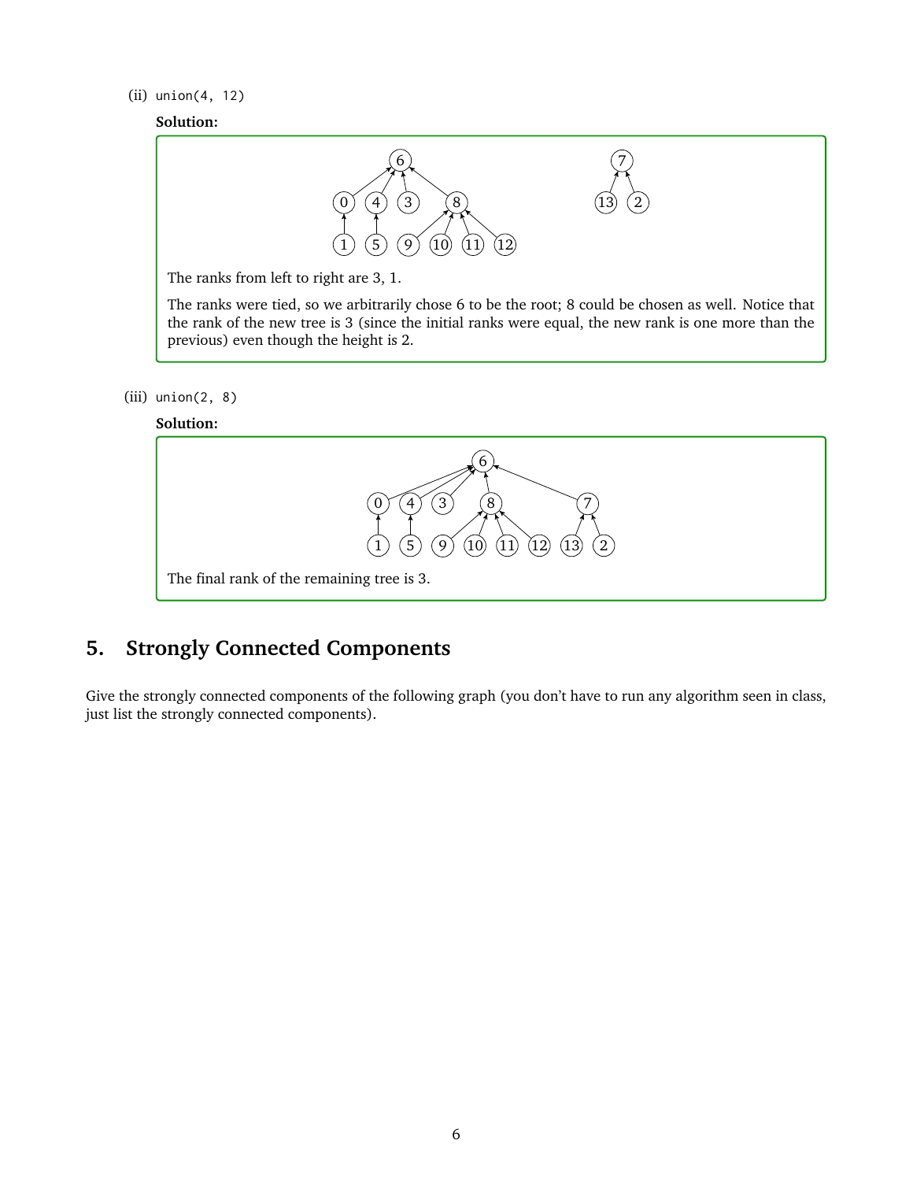(ii) `union(4, 12)`

**Solution:**

The ranks from left to right are 3, 1.

The ranks were tied, so we arbitrarily chose 6 to be the root; 8 could be chosen as well. Notice that the rank of the new tree is 3 (since the initial ranks were equal, the new rank is one more than the previous) even though the height is 2.

(iii) `union(2, 8)`

**Solution:**

The final rank of the remaining tree is 3.

## 5. Strongly Connected Components

Give the strongly connected components of the following graph (you don't have to run any algorithm seen in class, just list the strongly connected components).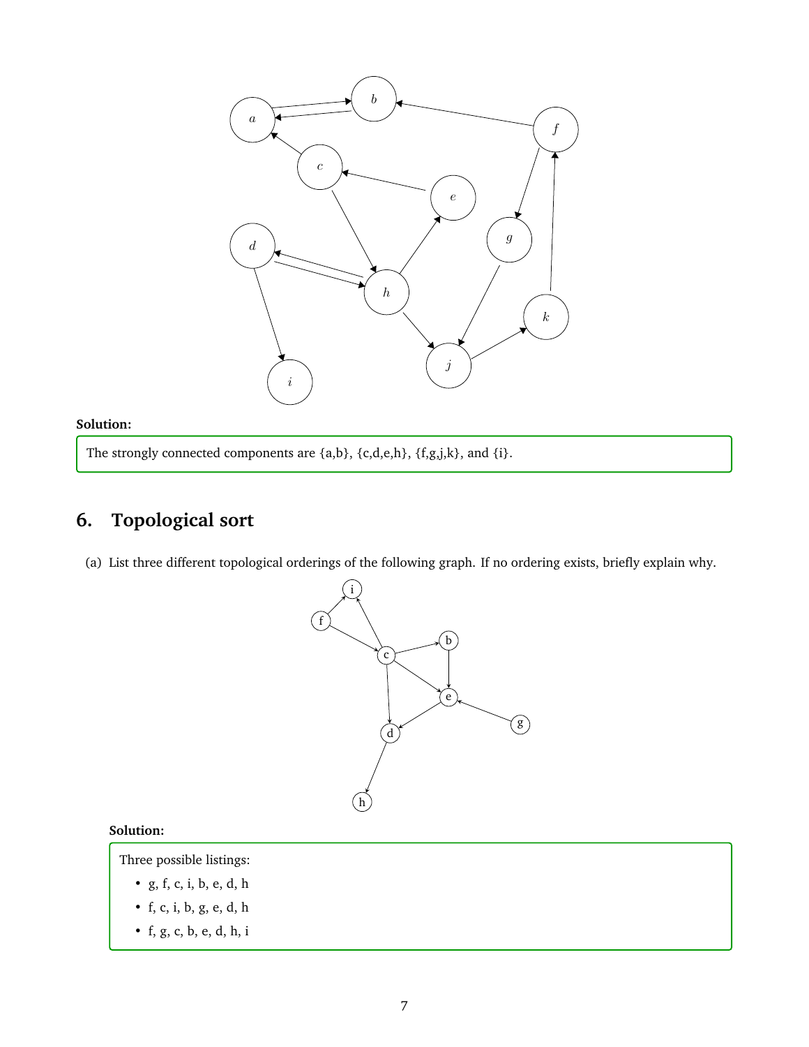**Solution:**

The strongly connected components are {a,b}, {c,d,e,h}, {f,g,j,k}, and {i}.

## 6. Topological sort

(a) List three different topological orderings of the following graph. If no ordering exists, briefly explain why.

**Solution:**

Three possible listings:

- g, f, c, i, b, e, d, h
- f, c, i, b, g, e, d, h
- f, g, c, b, e, d, h, i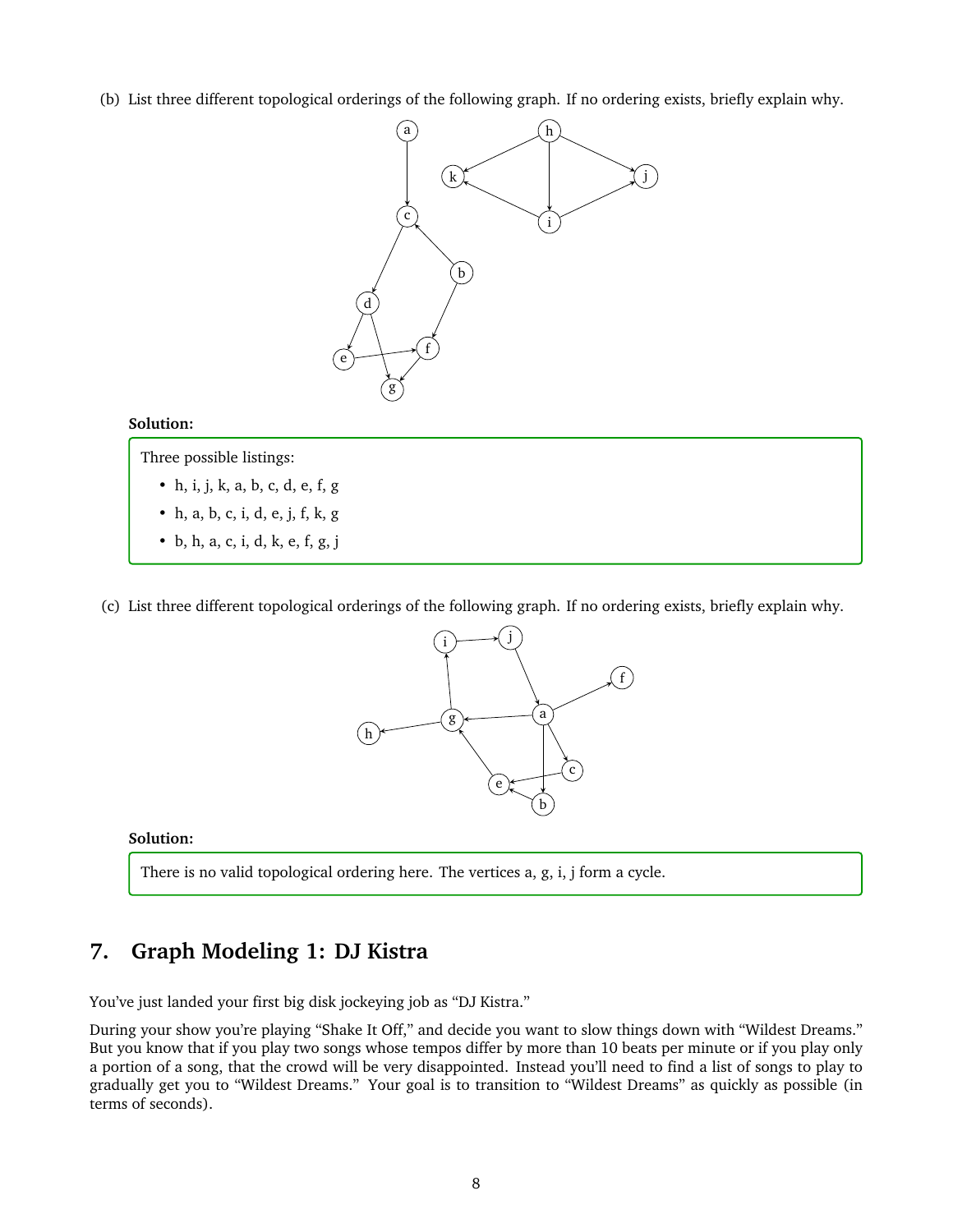(b) List three different topological orderings of the following graph. If no ordering exists, briefly explain why.

**Solution:**

Three possible listings:

- h, i, j, k, a, b, c, d, e, f, g
- h, a, b, c, i, d, e, j, f, k, g
- b, h, a, c, i, d, k, e, f, g, j

(c) List three different topological orderings of the following graph. If no ordering exists, briefly explain why.

**Solution:**

There is no valid topological ordering here. The vertices a, g, i, j form a cycle.

## 7. Graph Modeling 1: DJ Kistra

You've just landed your first big disk jockeying job as "DJ Kistra."

During your show you're playing "Shake It Off," and decide you want to slow things down with "Wildest Dreams." But you know that if you play two songs whose tempos differ by more than 10 beats per minute or if you play only a portion of a song, that the crowd will be very disappointed. Instead you'll need to find a list of songs to play to gradually get you to "Wildest Dreams." Your goal is to transition to "Wildest Dreams" as quickly as possible (in terms of seconds).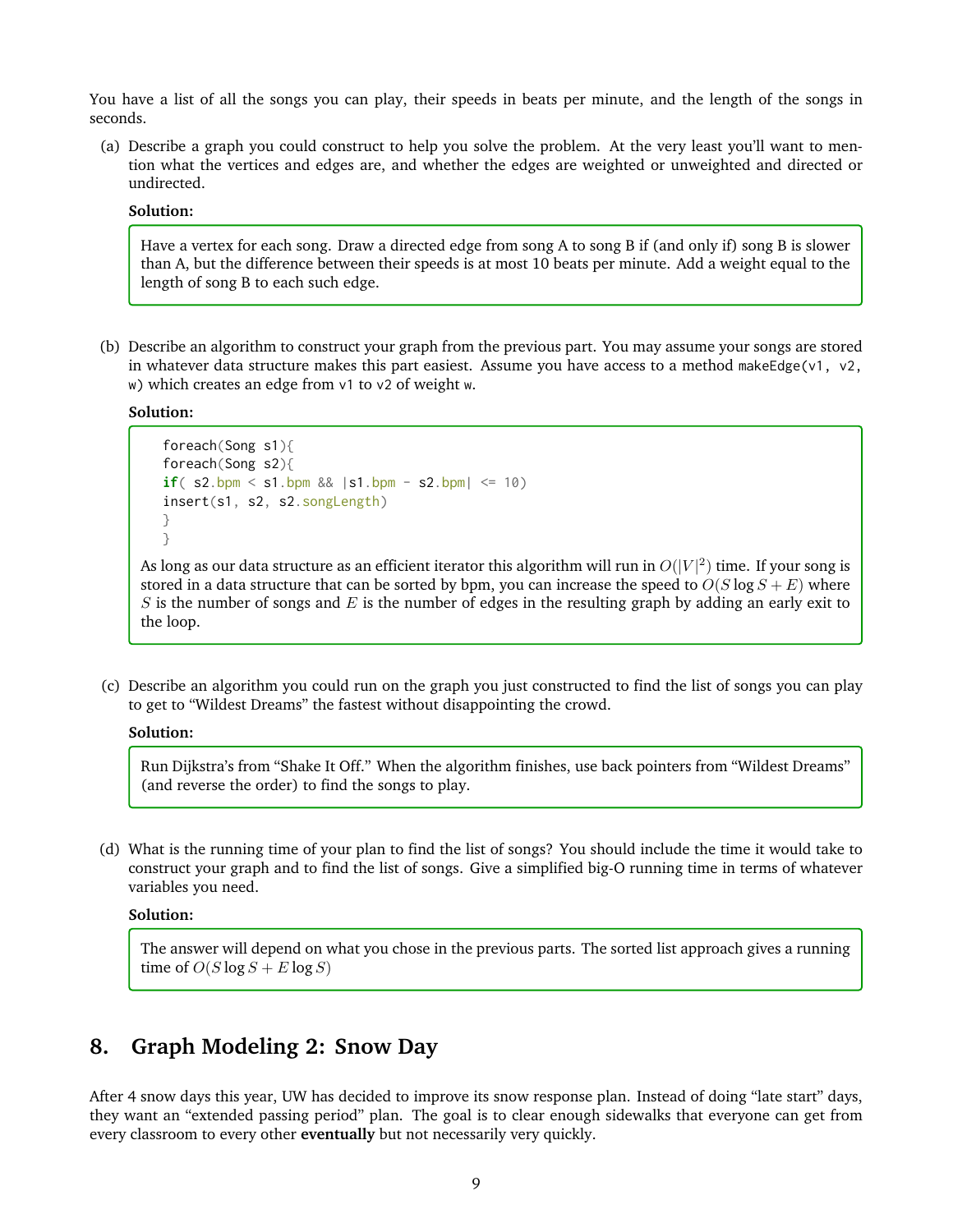You have a list of all the songs you can play, their speeds in beats per minute, and the length of the songs in seconds.

(a) Describe a graph you could construct to help you solve the problem. At the very least you'll want to mention what the vertices and edges are, and whether the edges are weighted or unweighted and directed or undirected.

**Solution:**

Have a vertex for each song. Draw a directed edge from song A to song B if (and only if) song B is slower than A, but the difference between their speeds is at most 10 beats per minute. Add a weight equal to the length of song B to each such edge.

(b) Describe an algorithm to construct your graph from the previous part. You may assume your songs are stored in whatever data structure makes this part easiest. Assume you have access to a method `makeEdge(v1, v2, w)` which creates an edge from `v1` to `v2` of weight `w`.

**Solution:**

```
foreach(Song s1){
foreach(Song s2){
if( s2.bpm < s1.bpm && |s1.bpm - s2.bpm| <= 10)
insert(s1, s2, s2.songLength)
}
}
```

As long as our data structure as an efficient iterator this algorithm will run in $O(|V|^2)$ time. If your song is stored in a data structure that can be sorted by bpm, you can increase the speed to $O(S \log S + E)$ where $S$ is the number of songs and $E$ is the number of edges in the resulting graph by adding an early exit to the loop.

(c) Describe an algorithm you could run on the graph you just constructed to find the list of songs you can play to get to "Wildest Dreams" the fastest without disappointing the crowd.

**Solution:**

Run Dijkstra's from "Shake It Off." When the algorithm finishes, use back pointers from "Wildest Dreams" (and reverse the order) to find the songs to play.

(d) What is the running time of your plan to find the list of songs? You should include the time it would take to construct your graph and to find the list of songs. Give a simplified big-O running time in terms of whatever variables you need.

**Solution:**

The answer will depend on what you chose in the previous parts. The sorted list approach gives a running time of $O(S \log S + E \log S)$

## 8. Graph Modeling 2: Snow Day

After 4 snow days this year, UW has decided to improve its snow response plan. Instead of doing "late start" days, they want an "extended passing period" plan. The goal is to clear enough sidewalks that everyone can get from every classroom to every other **eventually** but not necessarily very quickly.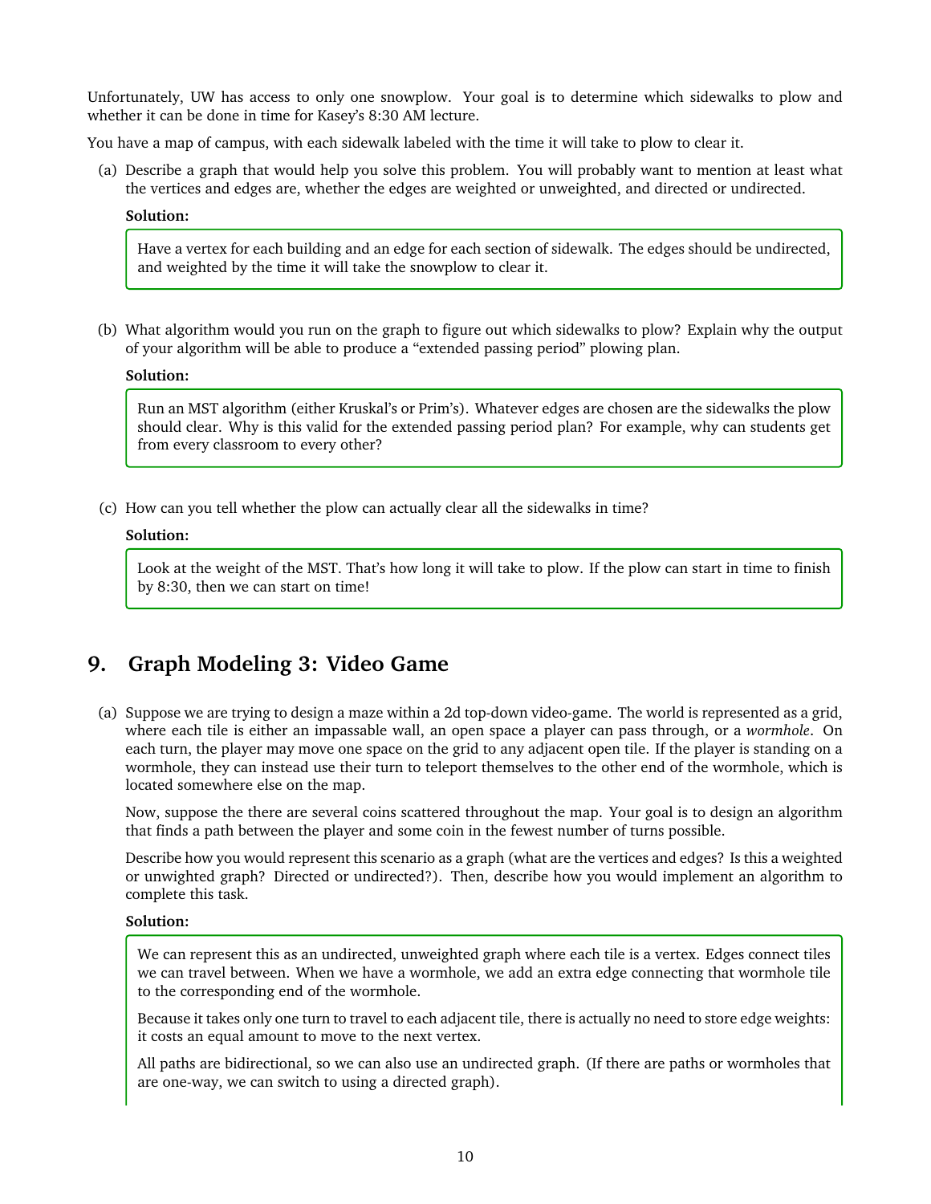Unfortunately, UW has access to only one snowplow. Your goal is to determine which sidewalks to plow and whether it can be done in time for Kasey's 8:30 AM lecture.

You have a map of campus, with each sidewalk labeled with the time it will take to plow to clear it.

(a) Describe a graph that would help you solve this problem. You will probably want to mention at least what the vertices and edges are, whether the edges are weighted or unweighted, and directed or undirected.

**Solution:**

> Have a vertex for each building and an edge for each section of sidewalk. The edges should be undirected, and weighted by the time it will take the snowplow to clear it.

(b) What algorithm would you run on the graph to figure out which sidewalks to plow? Explain why the output of your algorithm will be able to produce a "extended passing period" plowing plan.

**Solution:**

> Run an MST algorithm (either Kruskal's or Prim's). Whatever edges are chosen are the sidewalks the plow should clear. Why is this valid for the extended passing period plan? For example, why can students get from every classroom to every other?

(c) How can you tell whether the plow can actually clear all the sidewalks in time?

**Solution:**

> Look at the weight of the MST. That's how long it will take to plow. If the plow can start in time to finish by 8:30, then we can start on time!

## 9. Graph Modeling 3: Video Game

(a) Suppose we are trying to design a maze within a 2d top-down video-game. The world is represented as a grid, where each tile is either an impassable wall, an open space a player can pass through, or a *wormhole*. On each turn, the player may move one space on the grid to any adjacent open tile. If the player is standing on a wormhole, they can instead use their turn to teleport themselves to the other end of the wormhole, which is located somewhere else on the map.

Now, suppose the there are several coins scattered throughout the map. Your goal is to design an algorithm that finds a path between the player and some coin in the fewest number of turns possible.

Describe how you would represent this scenario as a graph (what are the vertices and edges? Is this a weighted or unwighted graph? Directed or undirected?). Then, describe how you would implement an algorithm to complete this task.

**Solution:**

> We can represent this as an undirected, unweighted graph where each tile is a vertex. Edges connect tiles we can travel between. When we have a wormhole, we add an extra edge connecting that wormhole tile to the corresponding end of the wormhole.
>
> Because it takes only one turn to travel to each adjacent tile, there is actually no need to store edge weights: it costs an equal amount to move to the next vertex.
>
> All paths are bidirectional, so we can also use an undirected graph. (If there are paths or wormholes that are one-way, we can switch to using a directed graph).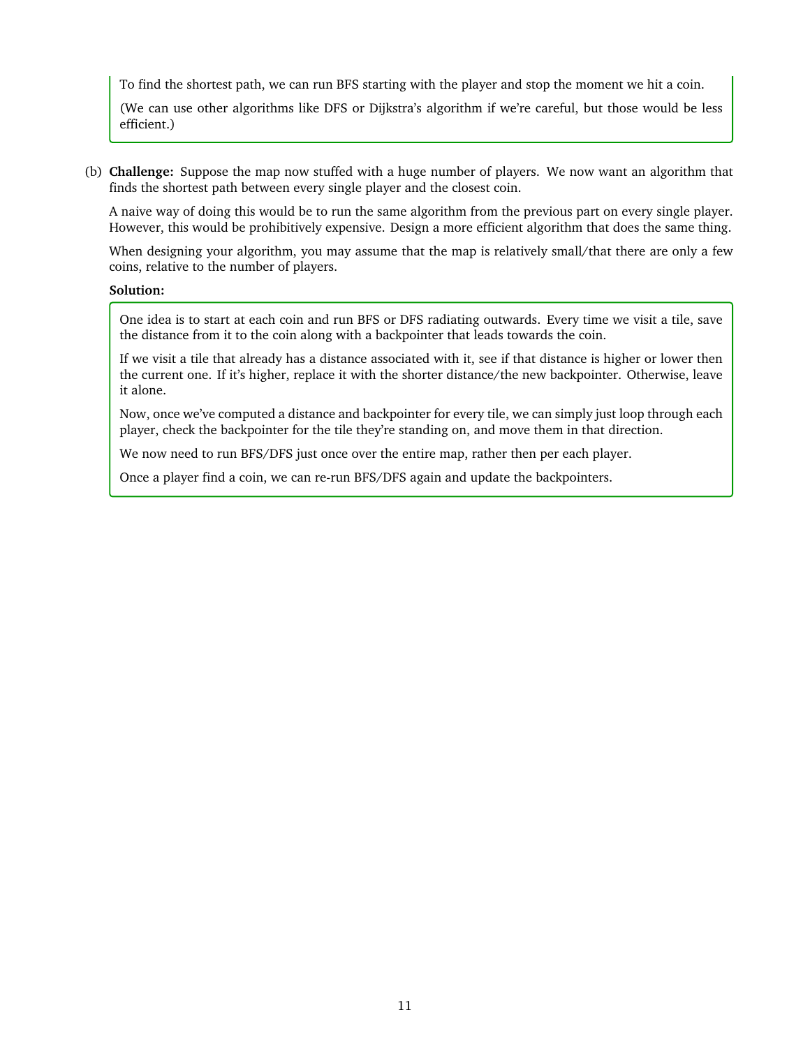To find the shortest path, we can run BFS starting with the player and stop the moment we hit a coin.

(We can use other algorithms like DFS or Dijkstra's algorithm if we're careful, but those would be less efficient.)

(b) **Challenge:** Suppose the map now stuffed with a huge number of players. We now want an algorithm that finds the shortest path between every single player and the closest coin.

A naive way of doing this would be to run the same algorithm from the previous part on every single player. However, this would be prohibitively expensive. Design a more efficient algorithm that does the same thing.

When designing your algorithm, you may assume that the map is relatively small/that there are only a few coins, relative to the number of players.

**Solution:**

One idea is to start at each coin and run BFS or DFS radiating outwards. Every time we visit a tile, save the distance from it to the coin along with a backpointer that leads towards the coin.

If we visit a tile that already has a distance associated with it, see if that distance is higher or lower then the current one. If it's higher, replace it with the shorter distance/the new backpointer. Otherwise, leave it alone.

Now, once we've computed a distance and backpointer for every tile, we can simply just loop through each player, check the backpointer for the tile they're standing on, and move them in that direction.

We now need to run BFS/DFS just once over the entire map, rather then per each player.

Once a player find a coin, we can re-run BFS/DFS again and update the backpointers.